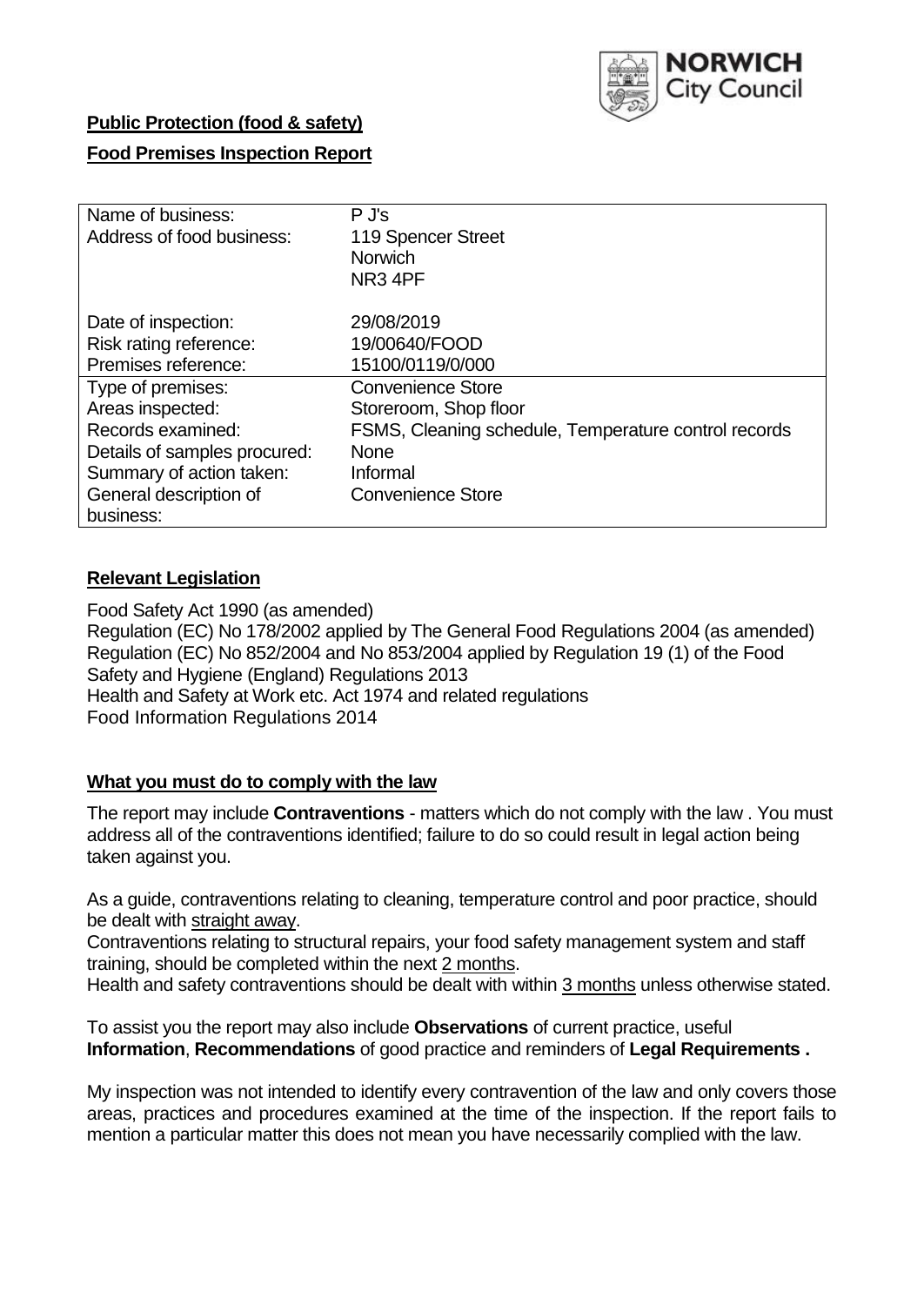NORWICH City Council

**Public Protection (food & safety)**

**Food Premises Inspection Report**

| | |
|---|---|
| Name of business: | P J's |
| Address of food business: | 119 Spencer Street<br>Norwich<br>NR3 4PF |
| Date of inspection: | 29/08/2019 |
| Risk rating reference: | 19/00640/FOOD |
| Premises reference: | 15100/0119/0/000 |
| Type of premises: | Convenience Store |
| Areas inspected: | Storeroom, Shop floor |
| Records examined: | FSMS, Cleaning schedule, Temperature control records |
| Details of samples procured: | None |
| Summary of action taken: | Informal |
| General description of business: | Convenience Store |

## **Relevant Legislation**

Food Safety Act 1990 (as amended)
Regulation (EC) No 178/2002 applied by The General Food Regulations 2004 (as amended)
Regulation (EC) No 852/2004 and No 853/2004 applied by Regulation 19 (1) of the Food Safety and Hygiene (England) Regulations 2013
Health and Safety at Work etc. Act 1974 and related regulations
Food Information Regulations 2014

## **What you must do to comply with the law**

The report may include **Contraventions** - matters which do not comply with the law . You must address all of the contraventions identified; failure to do so could result in legal action being taken against you.

As a guide, contraventions relating to cleaning, temperature control and poor practice, should be dealt with straight away.

Contraventions relating to structural repairs, your food safety management system and staff training, should be completed within the next 2 months.

Health and safety contraventions should be dealt with within 3 months unless otherwise stated.

To assist you the report may also include **Observations** of current practice, useful **Information**, **Recommendations** of good practice and reminders of **Legal Requirements .**

My inspection was not intended to identify every contravention of the law and only covers those areas, practices and procedures examined at the time of the inspection. If the report fails to mention a particular matter this does not mean you have necessarily complied with the law.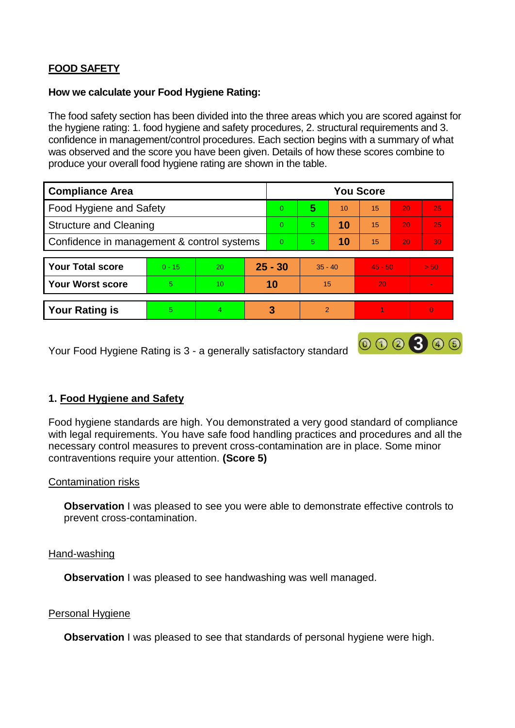## FOOD SAFETY

**How we calculate your Food Hygiene Rating:**

The food safety section has been divided into the three areas which you are scored against for the hygiene rating: 1. food hygiene and safety procedures, 2. structural requirements and 3. confidence in management/control procedures. Each section begins with a summary of what was observed and the score you have been given. Details of how these scores combine to produce your overall food hygiene rating are shown in the table.

| Compliance Area | You Score | | | | | |
|---|---|---|---|---|---|---|
| Food Hygiene and Safety | 0 | **5** | 10 | 15 | 20 | 25 |
| Structure and Cleaning | 0 | 5 | **10** | 15 | 20 | 25 |
| Confidence in management & control systems | 0 | 5 | **10** | 15 | 20 | 30 |

| | | | | | | |
|---|---|---|---|---|---|---|
| **Your Total score** | 0 - 15 | 20 | **25 - 30** | 35 - 40 | 45 - 50 | > 50 |
| **Your Worst score** | 5 | 10 | **10** | 15 | 20 | - |
| **Your Rating is** | 5 | 4 | **3** | 2 | 1 | 0 |

Your Food Hygiene Rating is 3 - a generally satisfactory standard

### 1. Food Hygiene and Safety

Food hygiene standards are high. You demonstrated a very good standard of compliance with legal requirements. You have safe food handling practices and procedures and all the necessary control measures to prevent cross-contamination are in place. Some minor contraventions require your attention. **(Score 5)**

Contamination risks

**Observation** I was pleased to see you were able to demonstrate effective controls to prevent cross-contamination.

Hand-washing

**Observation** I was pleased to see handwashing was well managed.

Personal Hygiene

**Observation** I was pleased to see that standards of personal hygiene were high.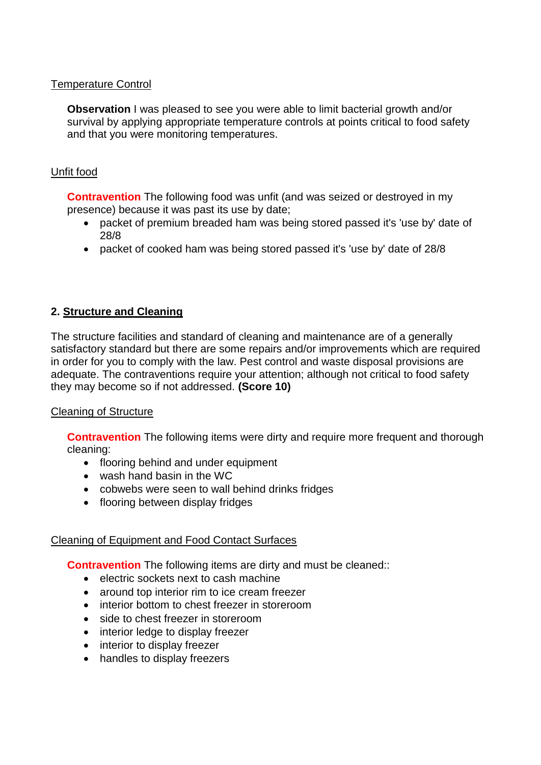Temperature Control

**Observation** I was pleased to see you were able to limit bacterial growth and/or survival by applying appropriate temperature controls at points critical to food safety and that you were monitoring temperatures.

Unfit food

**Contravention** The following food was unfit (and was seized or destroyed in my presence) because it was past its use by date;

- packet of premium breaded ham was being stored passed it's 'use by' date of 28/8
- packet of cooked ham was being stored passed it's 'use by' date of 28/8

## 2. Structure and Cleaning

The structure facilities and standard of cleaning and maintenance are of a generally satisfactory standard but there are some repairs and/or improvements which are required in order for you to comply with the law. Pest control and waste disposal provisions are adequate. The contraventions require your attention; although not critical to food safety they may become so if not addressed. **(Score 10)**

Cleaning of Structure

**Contravention** The following items were dirty and require more frequent and thorough cleaning:

- flooring behind and under equipment
- wash hand basin in the WC
- cobwebs were seen to wall behind drinks fridges
- flooring between display fridges

Cleaning of Equipment and Food Contact Surfaces

**Contravention** The following items are dirty and must be cleaned::

- electric sockets next to cash machine
- around top interior rim to ice cream freezer
- interior bottom to chest freezer in storeroom
- side to chest freezer in storeroom
- interior ledge to display freezer
- interior to display freezer
- handles to display freezers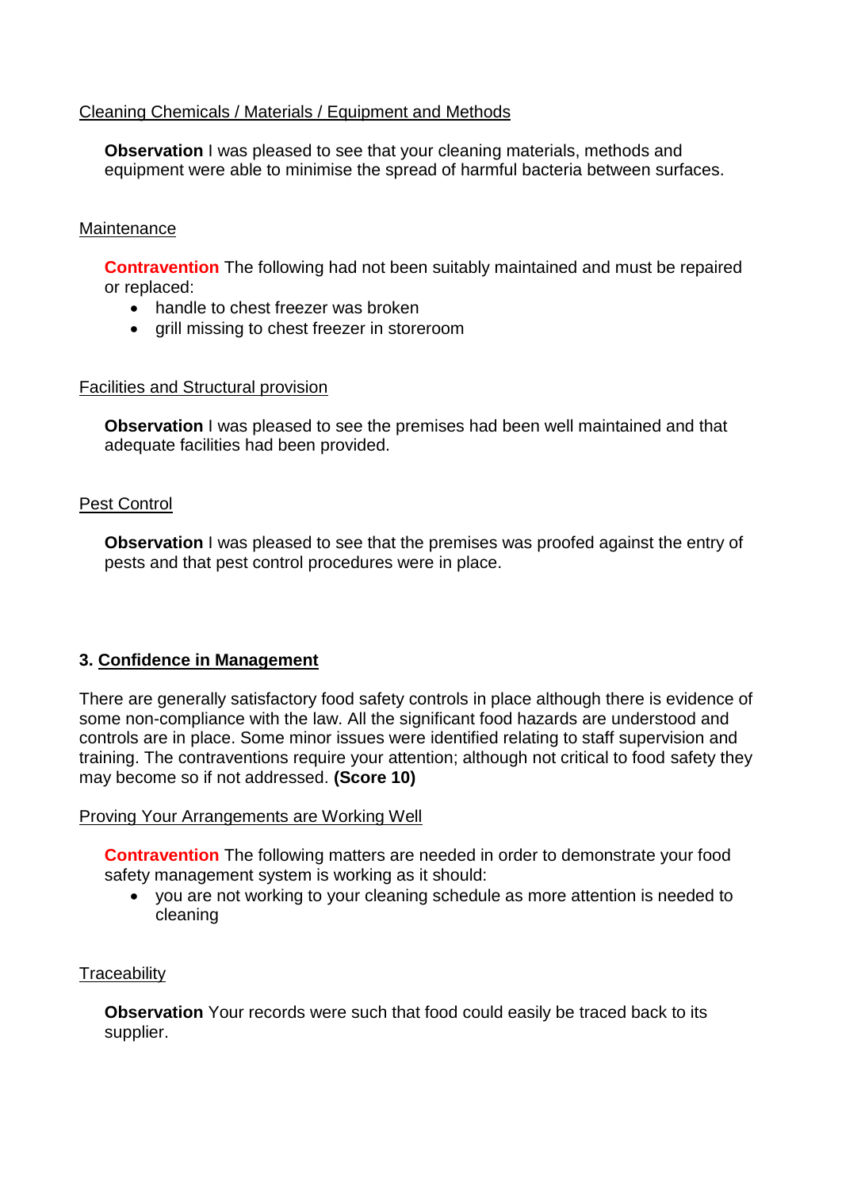Cleaning Chemicals / Materials / Equipment and Methods

**Observation** I was pleased to see that your cleaning materials, methods and equipment were able to minimise the spread of harmful bacteria between surfaces.

Maintenance

**Contravention** The following had not been suitably maintained and must be repaired or replaced:

- handle to chest freezer was broken
- grill missing to chest freezer in storeroom

Facilities and Structural provision

**Observation** I was pleased to see the premises had been well maintained and that adequate facilities had been provided.

Pest Control

**Observation** I was pleased to see that the premises was proofed against the entry of pests and that pest control procedures were in place.

## 3. Confidence in Management

There are generally satisfactory food safety controls in place although there is evidence of some non-compliance with the law. All the significant food hazards are understood and controls are in place. Some minor issues were identified relating to staff supervision and training. The contraventions require your attention; although not critical to food safety they may become so if not addressed. **(Score 10)**

Proving Your Arrangements are Working Well

**Contravention** The following matters are needed in order to demonstrate your food safety management system is working as it should:

- you are not working to your cleaning schedule as more attention is needed to cleaning

Traceability

**Observation** Your records were such that food could easily be traced back to its supplier.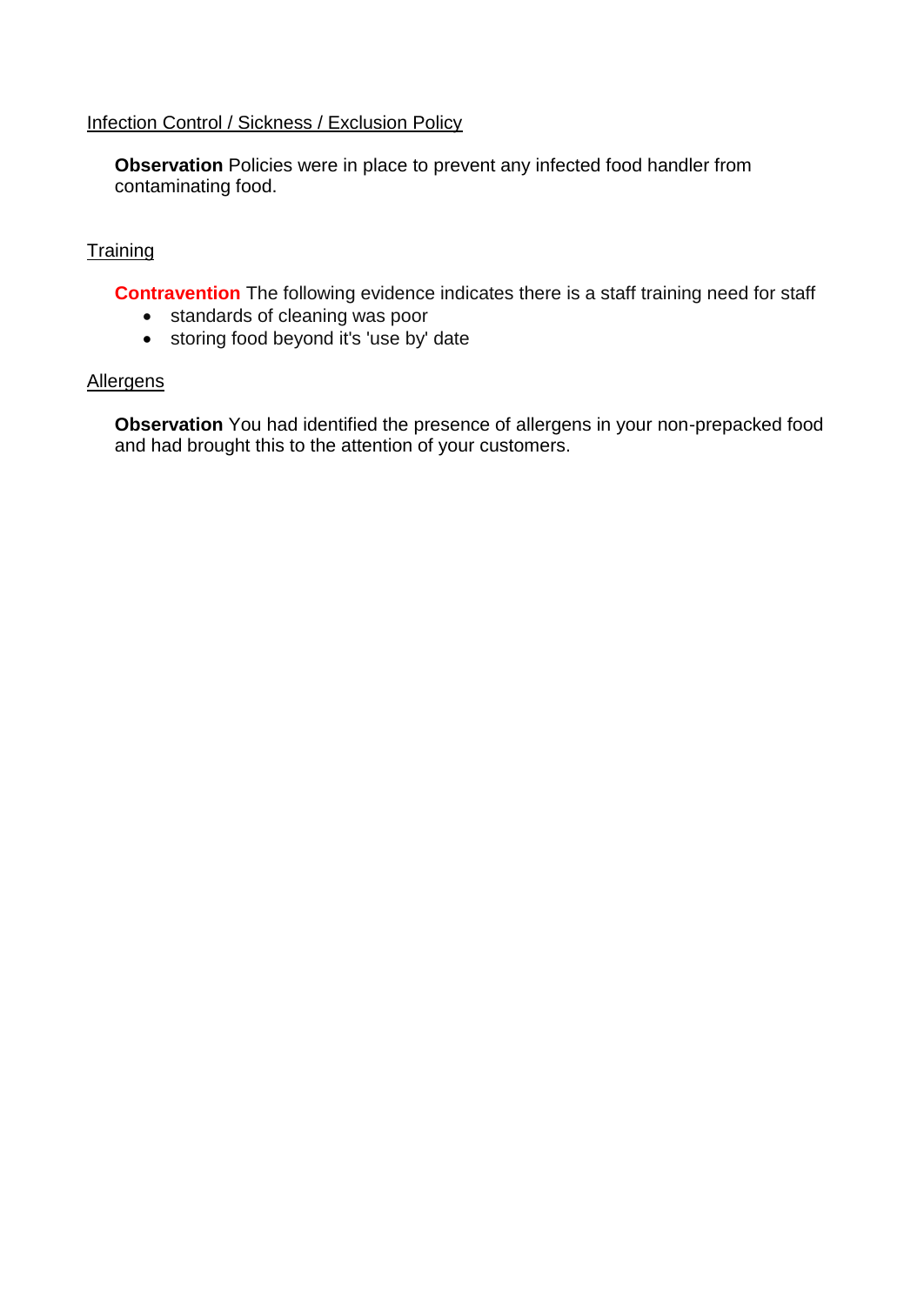Infection Control / Sickness / Exclusion Policy

**Observation** Policies were in place to prevent any infected food handler from contaminating food.

Training

**Contravention** The following evidence indicates there is a staff training need for staff

- standards of cleaning was poor
- storing food beyond it's 'use by' date

Allergens

**Observation** You had identified the presence of allergens in your non-prepacked food and had brought this to the attention of your customers.